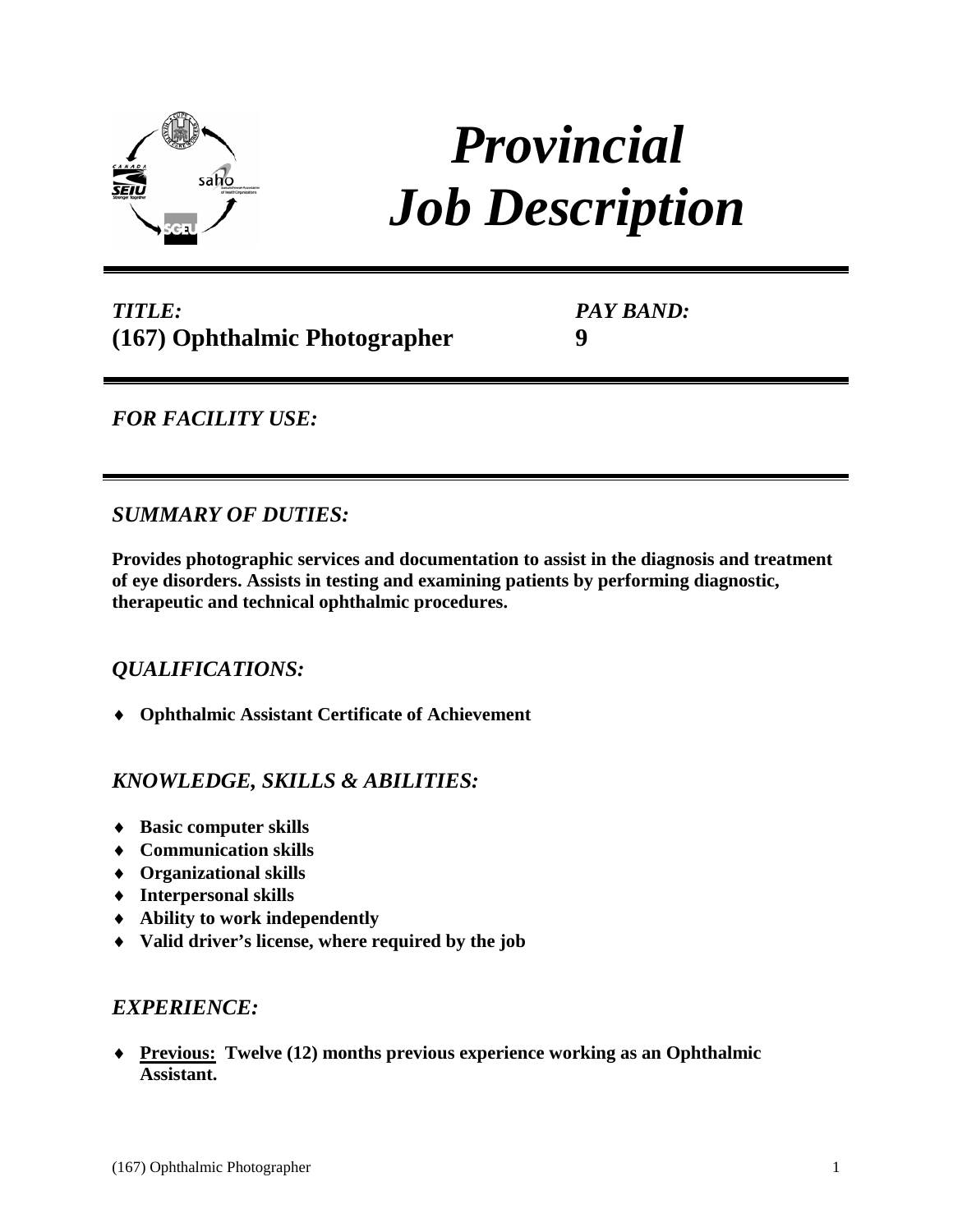# *Provincial Job Description*

***TITLE:***
**(167) Ophthalmic Photographer**

***PAY BAND:***
**9**

***FOR FACILITY USE:***

## *SUMMARY OF DUTIES:*

**Provides photographic services and documentation to assist in the diagnosis and treatment of eye disorders. Assists in testing and examining patients by performing diagnostic, therapeutic and technical ophthalmic procedures.**

## *QUALIFICATIONS:*

- **Ophthalmic Assistant Certificate of Achievement**

## *KNOWLEDGE, SKILLS & ABILITIES:*

- **Basic computer skills**
- **Communication skills**
- **Organizational skills**
- **Interpersonal skills**
- **Ability to work independently**
- **Valid driver's license, where required by the job**

## *EXPERIENCE:*

- **Previous: Twelve (12) months previous experience working as an Ophthalmic Assistant.**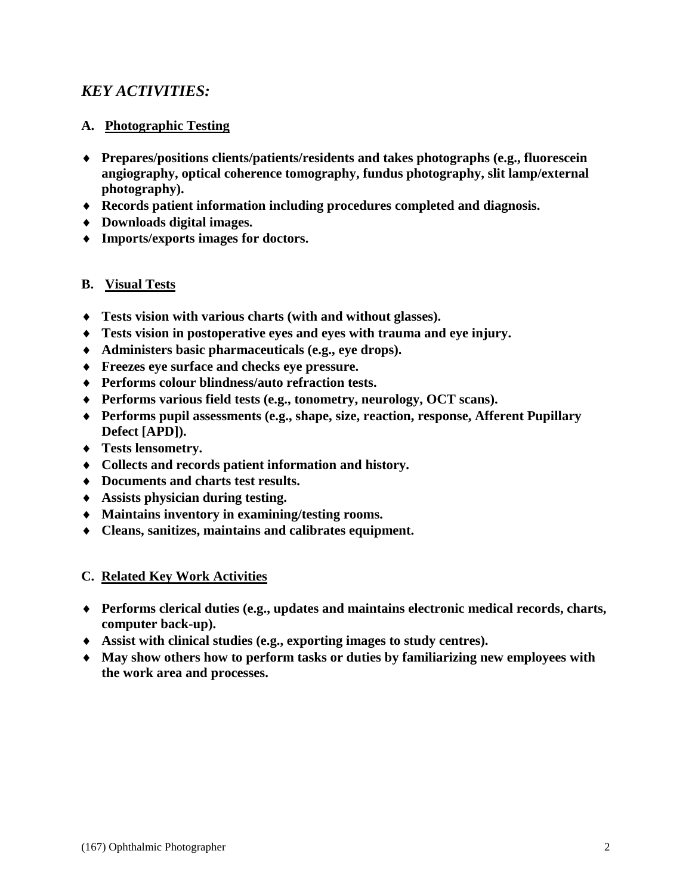## *KEY ACTIVITIES:*

### A. Photographic Testing

- **Prepares/positions clients/patients/residents and takes photographs (e.g., fluorescein angiography, optical coherence tomography, fundus photography, slit lamp/external photography).**
- **Records patient information including procedures completed and diagnosis.**
- **Downloads digital images.**
- **Imports/exports images for doctors.**

### B. Visual Tests

- **Tests vision with various charts (with and without glasses).**
- **Tests vision in postoperative eyes and eyes with trauma and eye injury.**
- **Administers basic pharmaceuticals (e.g., eye drops).**
- **Freezes eye surface and checks eye pressure.**
- **Performs colour blindness/auto refraction tests.**
- **Performs various field tests (e.g., tonometry, neurology, OCT scans).**
- **Performs pupil assessments (e.g., shape, size, reaction, response, Afferent Pupillary Defect [APD]).**
- **Tests lensometry.**
- **Collects and records patient information and history.**
- **Documents and charts test results.**
- **Assists physician during testing.**
- **Maintains inventory in examining/testing rooms.**
- **Cleans, sanitizes, maintains and calibrates equipment.**

### C. Related Key Work Activities

- **Performs clerical duties (e.g., updates and maintains electronic medical records, charts, computer back-up).**
- **Assist with clinical studies (e.g., exporting images to study centres).**
- **May show others how to perform tasks or duties by familiarizing new employees with the work area and processes.**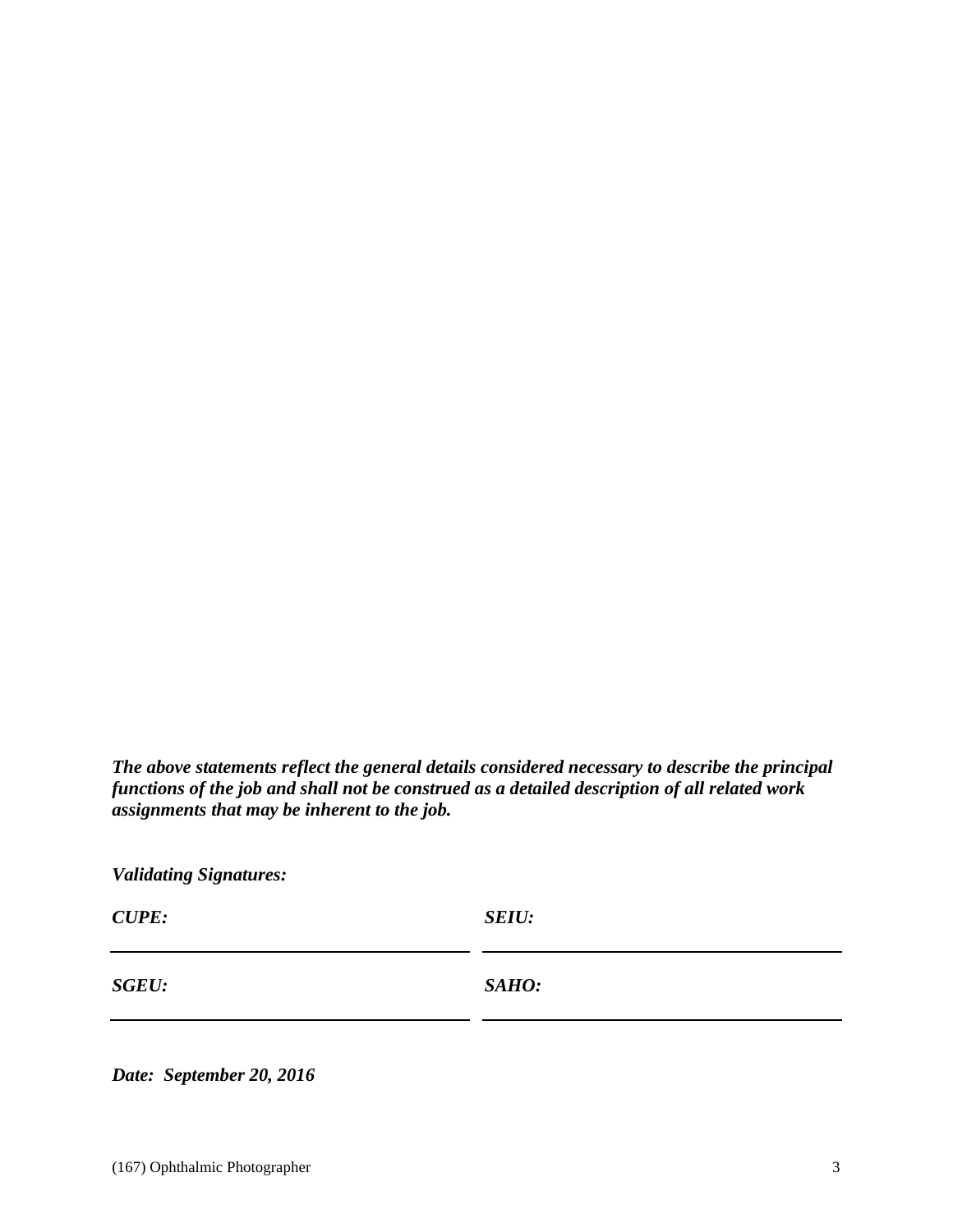***The above statements reflect the general details considered necessary to describe the principal functions of the job and shall not be construed as a detailed description of all related work assignments that may be inherent to the job.***

***Validating Signatures:***

| | |
|---|---|
| ***CUPE:*** | ***SEIU:*** |
| ___________________________ | ___________________________ |
| ***SGEU:*** | ***SAHO:*** |
| ___________________________ | ___________________________ |

***Date: September 20, 2016***